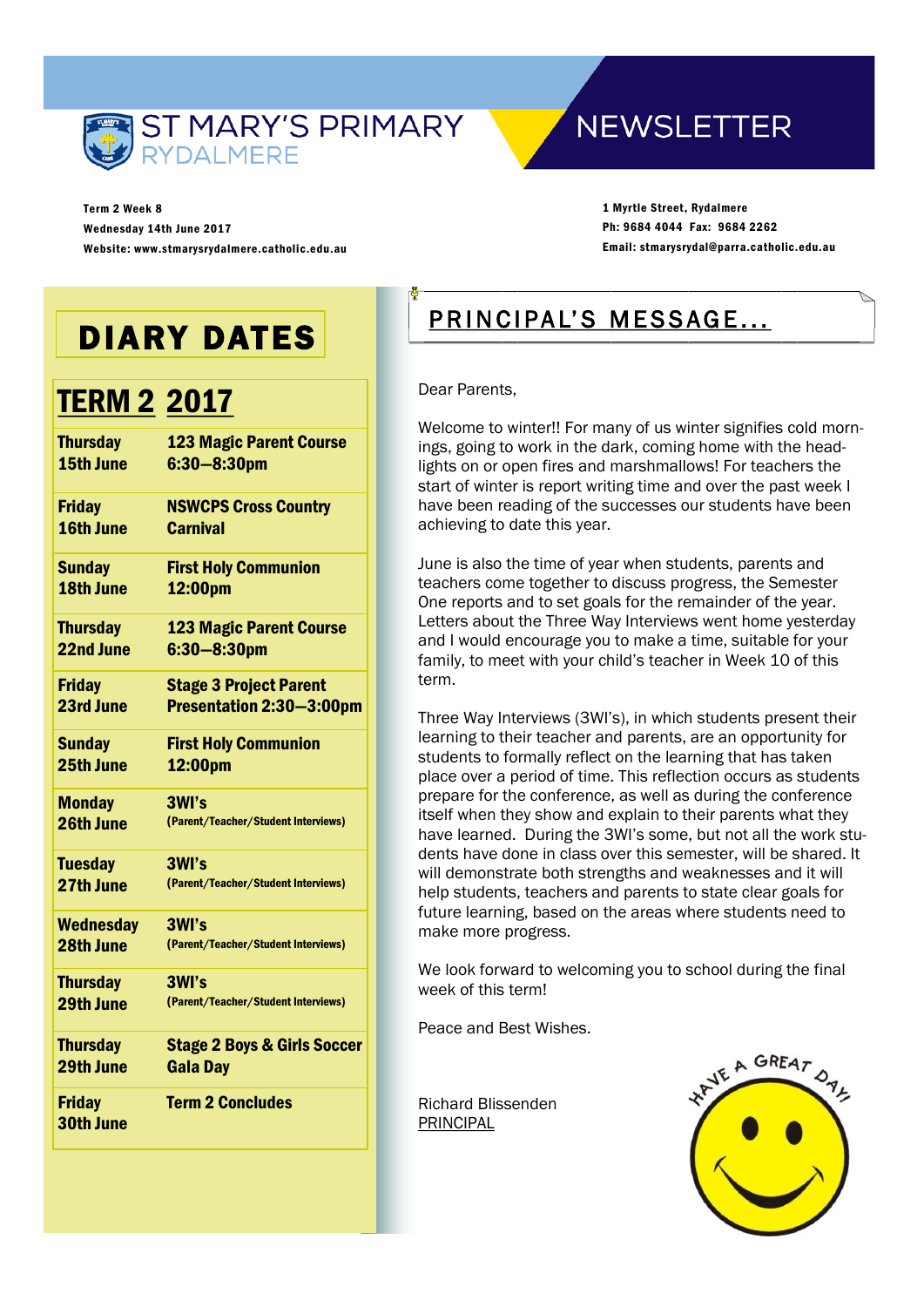# ST MARY'S PRIMARY RYDALMERE NEWSLETTER

Term 2 Week 8
Wednesday 14th June 2017
Website: www.stmarysrydalmere.catholic.edu.au

1 Myrtle Street, Rydalmere
Ph: 9684 4044 Fax: 9684 2262
Email: stmarysrydal@parra.catholic.edu.au

## DIARY DATES

### TERM 2 2017

| Date | Event |
|---|---|
| **Thursday 15th June** | **123 Magic Parent Course 6:30—8:30pm** |
| **Friday 16th June** | **NSWCPS Cross Country Carnival** |
| **Sunday 18th June** | **First Holy Communion 12:00pm** |
| **Thursday 22nd June** | **123 Magic Parent Course 6:30—8:30pm** |
| **Friday 23rd June** | **Stage 3 Project Parent Presentation 2:30—3:00pm** |
| **Sunday 25th June** | **First Holy Communion 12:00pm** |
| **Monday 26th June** | **3WI's** (Parent/Teacher/Student Interviews) |
| **Tuesday 27th June** | **3WI's** (Parent/Teacher/Student Interviews) |
| **Wednesday 28th June** | **3WI's** (Parent/Teacher/Student Interviews) |
| **Thursday 29th June** | **3WI's** (Parent/Teacher/Student Interviews) |
| **Thursday 29th June** | **Stage 2 Boys & Girls Soccer Gala Day** |
| **Friday 30th June** | **Term 2 Concludes** |

## PRINCIPAL'S MESSAGE...

Dear Parents,

Welcome to winter!! For many of us winter signifies cold mornings, going to work in the dark, coming home with the headlights on or open fires and marshmallows! For teachers the start of winter is report writing time and over the past week I have been reading of the successes our students have been achieving to date this year.

June is also the time of year when students, parents and teachers come together to discuss progress, the Semester One reports and to set goals for the remainder of the year. Letters about the Three Way Interviews went home yesterday and I would encourage you to make a time, suitable for your family, to meet with your child's teacher in Week 10 of this term.

Three Way Interviews (3WI's), in which students present their learning to their teacher and parents, are an opportunity for students to formally reflect on the learning that has taken place over a period of time. This reflection occurs as students prepare for the conference, as well as during the conference itself when they show and explain to their parents what they have learned. During the 3WI's some, but not all the work students have done in class over this semester, will be shared. It will demonstrate both strengths and weaknesses and it will help students, teachers and parents to state clear goals for future learning, based on the areas where students need to make more progress.

We look forward to welcoming you to school during the final week of this term!

Peace and Best Wishes.

Richard Blissenden
PRINCIPAL

HAVE A GREAT DAY!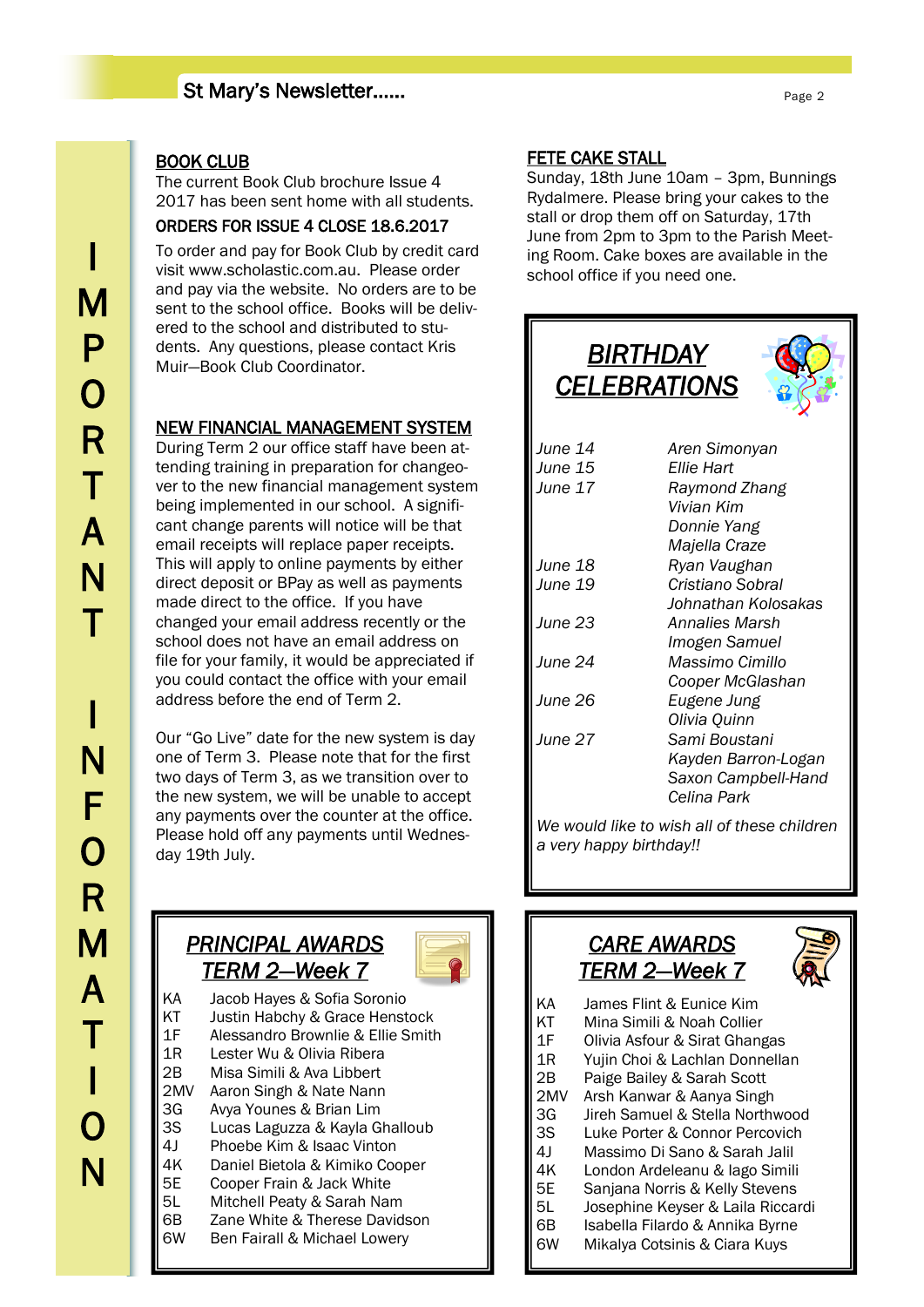IMPORTANT INFORMATION

## BOOK CLUB

The current Book Club brochure Issue 4 2017 has been sent home with all students.

**ORDERS FOR ISSUE 4 CLOSE 18.6.2017**

To order and pay for Book Club by credit card visit www.scholastic.com.au. Please order and pay via the website. No orders are to be sent to the school office. Books will be delivered to the school and distributed to students. Any questions, please contact Kris Muir—Book Club Coordinator.

## NEW FINANCIAL MANAGEMENT SYSTEM

During Term 2 our office staff have been attending training in preparation for changeover to the new financial management system being implemented in our school. A significant change parents will notice will be that email receipts will replace paper receipts. This will apply to online payments by either direct deposit or BPay as well as payments made direct to the office. If you have changed your email address recently or the school does not have an email address on file for your family, it would be appreciated if you could contact the office with your email address before the end of Term 2.

Our "Go Live" date for the new system is day one of Term 3. Please note that for the first two days of Term 3, as we transition over to the new system, we will be unable to accept any payments over the counter at the office. Please hold off any payments until Wednesday 19th July.

## *PRINCIPAL AWARDS TERM 2—Week 7*

| Class | Students |
|---|---|
| KA | Jacob Hayes & Sofia Soronio |
| KT | Justin Habchy & Grace Henstock |
| 1F | Alessandro Brownlie & Ellie Smith |
| 1R | Lester Wu & Olivia Ribera |
| 2B | Misa Simili & Ava Libbert |
| 2MV | Aaron Singh & Nate Nann |
| 3G | Avya Younes & Brian Lim |
| 3S | Lucas Laguzza & Kayla Ghalloub |
| 4J | Phoebe Kim & Isaac Vinton |
| 4K | Daniel Bietola & Kimiko Cooper |
| 5E | Cooper Frain & Jack White |
| 5L | Mitchell Peaty & Sarah Nam |
| 6B | Zane White & Therese Davidson |
| 6W | Ben Fairall & Michael Lowery |

## FETE CAKE STALL

Sunday, 18th June 10am – 3pm, Bunnings Rydalmere. Please bring your cakes to the stall or drop them off on Saturday, 17th June from 2pm to 3pm to the Parish Meeting Room. Cake boxes are available in the school office if you need one.

## *BIRTHDAY CELEBRATIONS*

| Date | Name |
|---|---|
| *June 14* | *Aren Simonyan* |
| *June 15* | *Ellie Hart* |
| *June 17* | *Raymond Zhang* |
| | *Vivian Kim* |
| | *Donnie Yang* |
| | *Majella Craze* |
| *June 18* | *Ryan Vaughan* |
| *June 19* | *Cristiano Sobral* |
| | *Johnathan Kolosakas* |
| *June 23* | *Annalies Marsh* |
| | *Imogen Samuel* |
| *June 24* | *Massimo Cimillo* |
| | *Cooper McGlashan* |
| *June 26* | *Eugene Jung* |
| | *Olivia Quinn* |
| *June 27* | *Sami Boustani* |
| | *Kayden Barron-Logan* |
| | *Saxon Campbell-Hand* |
| | *Celina Park* |

*We would like to wish all of these children a very happy birthday!!*

## *CARE AWARDS TERM 2—Week 7*

| Class | Students |
|---|---|
| KA | James Flint & Eunice Kim |
| KT | Mina Simili & Noah Collier |
| 1F | Olivia Asfour & Sirat Ghangas |
| 1R | Yujin Choi & Lachlan Donnellan |
| 2B | Paige Bailey & Sarah Scott |
| 2MV | Arsh Kanwar & Aanya Singh |
| 3G | Jireh Samuel & Stella Northwood |
| 3S | Luke Porter & Connor Percovich |
| 4J | Massimo Di Sano & Sarah Jalil |
| 4K | London Ardeleanu & Iago Simili |
| 5E | Sanjana Norris & Kelly Stevens |
| 5L | Josephine Keyser & Laila Riccardi |
| 6B | Isabella Filardo & Annika Byrne |
| 6W | Mikalya Cotsinis & Ciara Kuys |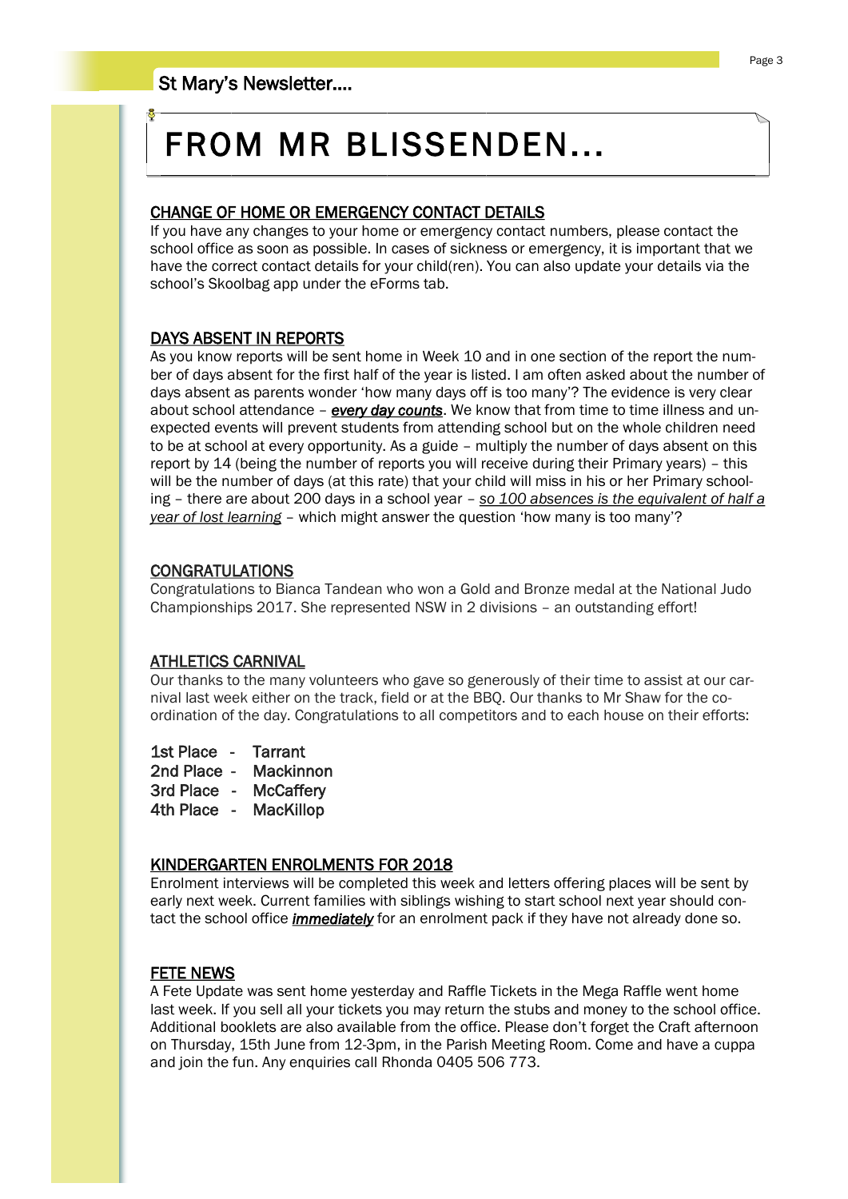# FROM MR BLISSENDEN...

## CHANGE OF HOME OR EMERGENCY CONTACT DETAILS

If you have any changes to your home or emergency contact numbers, please contact the school office as soon as possible. In cases of sickness or emergency, it is important that we have the correct contact details for your child(ren). You can also update your details via the school's Skoolbag app under the eForms tab.

## DAYS ABSENT IN REPORTS

As you know reports will be sent home in Week 10 and in one section of the report the number of days absent for the first half of the year is listed. I am often asked about the number of days absent as parents wonder 'how many days off is too many'? The evidence is very clear about school attendance – ***every day counts***. We know that from time to time illness and unexpected events will prevent students from attending school but on the whole children need to be at school at every opportunity. As a guide – multiply the number of days absent on this report by 14 (being the number of reports you will receive during their Primary years) – this will be the number of days (at this rate) that your child will miss in his or her Primary schooling – there are about 200 days in a school year – *so 100 absences is the equivalent of half a year of lost learning* – which might answer the question 'how many is too many'?

## CONGRATULATIONS

Congratulations to Bianca Tandean who won a Gold and Bronze medal at the National Judo Championships 2017. She represented NSW in 2 divisions – an outstanding effort!

## ATHLETICS CARNIVAL

Our thanks to the many volunteers who gave so generously of their time to assist at our carnival last week either on the track, field or at the BBQ. Our thanks to Mr Shaw for the co-ordination of the day. Congratulations to all competitors and to each house on their efforts:

1st Place - Tarrant
2nd Place - Mackinnon
3rd Place - McCaffery
4th Place - MacKillop

## KINDERGARTEN ENROLMENTS FOR 2018

Enrolment interviews will be completed this week and letters offering places will be sent by early next week. Current families with siblings wishing to start school next year should contact the school office ***immediately*** for an enrolment pack if they have not already done so.

## FETE NEWS

A Fete Update was sent home yesterday and Raffle Tickets in the Mega Raffle went home last week. If you sell all your tickets you may return the stubs and money to the school office. Additional booklets are also available from the office. Please don't forget the Craft afternoon on Thursday, 15th June from 12-3pm, in the Parish Meeting Room. Come and have a cuppa and join the fun. Any enquiries call Rhonda 0405 506 773.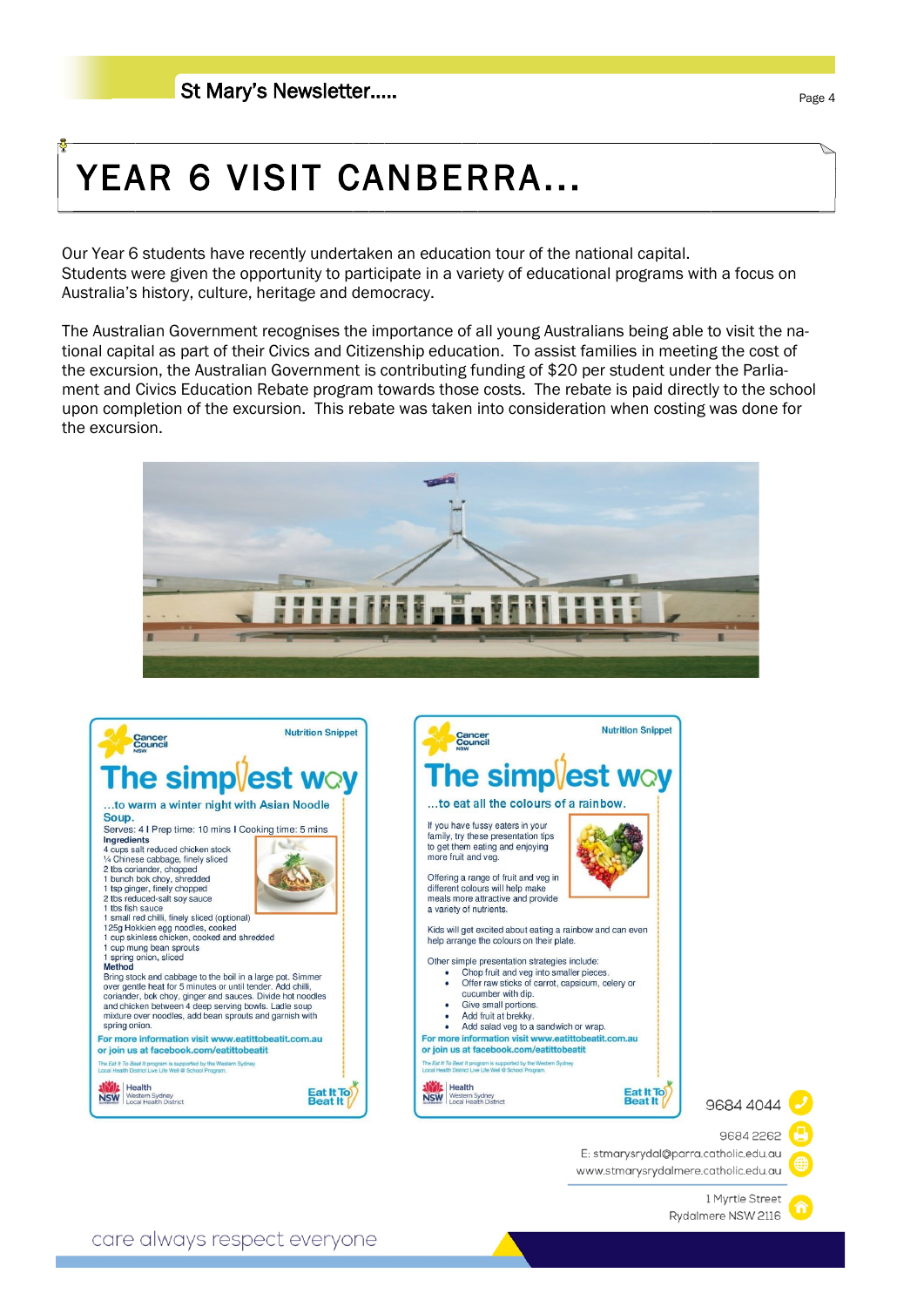# YEAR 6 VISIT CANBERRA...

Our Year 6 students have recently undertaken an education tour of the national capital. Students were given the opportunity to participate in a variety of educational programs with a focus on Australia's history, culture, heritage and democracy.

The Australian Government recognises the importance of all young Australians being able to visit the national capital as part of their Civics and Citizenship education. To assist families in meeting the cost of the excursion, the Australian Government is contributing funding of $20 per student under the Parliament and Civics Education Rebate program towards those costs. The rebate is paid directly to the school upon completion of the excursion. This rebate was taken into consideration when costing was done for the excursion.

Cancer Council NSW — Nutrition Snippet

## The simplest way

...to warm a winter night with Asian Noodle Soup.

Serves: 4 | Prep time: 10 mins | Cooking time: 5 mins

**Ingredients**

4 cups salt reduced chicken stock
¼ Chinese cabbage, finely sliced
2 tbs coriander, chopped
1 bunch bok choy, shredded
1 tsp ginger, finely chopped
2 tbs reduced-salt soy sauce
1 tbs fish sauce
1 small red chilli, finely sliced (optional)
125g Hokkien egg noodles, cooked
1 cup skinless chicken, cooked and shredded
1 cup mung bean sprouts
1 spring onion, sliced

**Method**

Bring stock and cabbage to the boil in a large pot. Simmer over gentle heat for 5 minutes or until tender. Add chilli, coriander, bok choy, ginger and sauces. Divide hot noodles and chicken between 4 deep serving bowls. Ladle soup mixture over noodles, add bean sprouts and garnish with spring onion.

For more information visit www.eatittobeatit.com.au or join us at facebook.com/eatittobeatit

The Eat It To Beat It program is supported by the Western Sydney Local Health District Live Life Well @ School Program.

Health — Western Sydney Local Health District | Eat It To Beat It

Cancer Council NSW — Nutrition Snippet

## The simplest way

...to eat all the colours of a rainbow.

If you have fussy eaters in your family, try these presentation tips to get them eating and enjoying more fruit and veg.

Offering a range of fruit and veg in different colours will help make meals more attractive and provide a variety of nutrients.

Kids will get excited about eating a rainbow and can even help arrange the colours on their plate.

Other simple presentation strategies include:

- Chop fruit and veg into smaller pieces.
- Offer raw sticks of carrot, capsicum, celery or cucumber with dip.
- Give small portions.
- Add fruit at brekky.
- Add salad veg to a sandwich or wrap.

For more information visit www.eatittobeatit.com.au or join us at facebook.com/eatittobeatit

The Eat It To Beat It program is supported by the Western Sydney Local Health District Live Life Well @ School Program.

Health — Western Sydney Local Health District | Eat It To Beat It

9684 4044
9684 2262
E: stmarysrydal@parra.catholic.edu.au
www.stmarysrydalmere.catholic.edu.au

1 Myrtle Street
Rydalmere NSW 2116

care always respect everyone